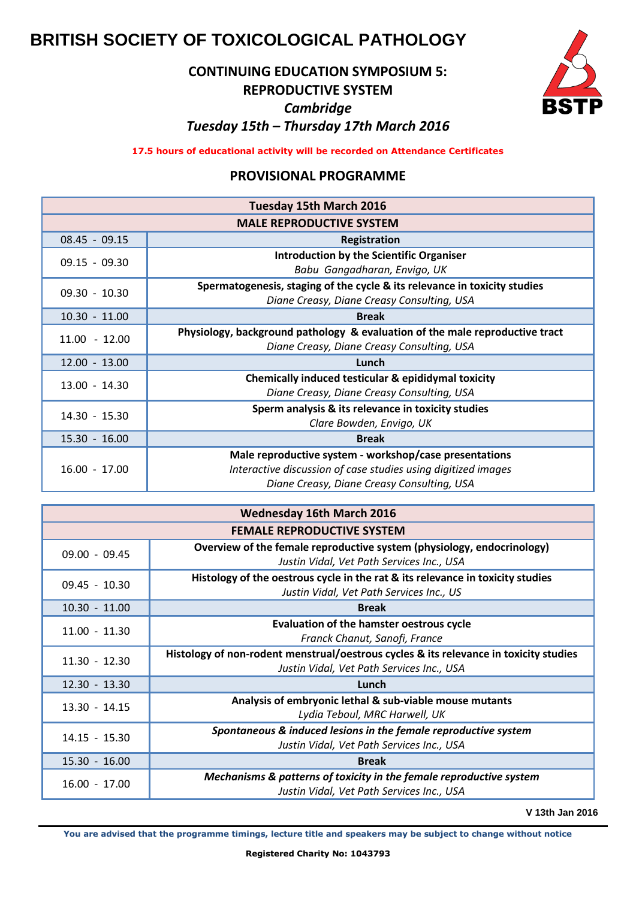# BRITISH SOCIETY OF TOXICOLOGICAL PATHOLOGY

## CONTINUING EDUCATION SYMPOSIUM 5: REPRODUCTIVE SYSTEM

*Cambridge*

*Tuesday 15th – Thursday 17th March 2016*

**17.5 hours of educational activity will be recorded on Attendance Certificates**

## PROVISIONAL PROGRAMME

| Tuesday 15th March 2016 | |
|---|---|
| **MALE REPRODUCTIVE SYSTEM** | |
| 08.45 - 09.15 | **Registration** |
| 09.15 - 09.30 | **Introduction by the Scientific Organiser**<br>*Babu Gangadharan, Envigo, UK* |
| 09.30 - 10.30 | **Spermatogenesis, staging of the cycle & its relevance in toxicity studies**<br>*Diane Creasy, Diane Creasy Consulting, USA* |
| 10.30 - 11.00 | **Break** |
| 11.00 - 12.00 | **Physiology, background pathology & evaluation of the male reproductive tract**<br>*Diane Creasy, Diane Creasy Consulting, USA* |
| 12.00 - 13.00 | **Lunch** |
| 13.00 - 14.30 | **Chemically induced testicular & epididymal toxicity**<br>*Diane Creasy, Diane Creasy Consulting, USA* |
| 14.30 - 15.30 | **Sperm analysis & its relevance in toxicity studies**<br>*Clare Bowden, Envigo, UK* |
| 15.30 - 16.00 | **Break** |
| 16.00 - 17.00 | **Male reproductive system - workshop/case presentations**<br>*Interactive discussion of case studies using digitized images*<br>*Diane Creasy, Diane Creasy Consulting, USA* |

| Wednesday 16th March 2016 | |
|---|---|
| **FEMALE REPRODUCTIVE SYSTEM** | |
| 09.00 - 09.45 | **Overview of the female reproductive system (physiology, endocrinology)**<br>*Justin Vidal, Vet Path Services Inc., USA* |
| 09.45 - 10.30 | **Histology of the oestrous cycle in the rat & its relevance in toxicity studies**<br>*Justin Vidal, Vet Path Services Inc., US* |
| 10.30 - 11.00 | **Break** |
| 11.00 - 11.30 | **Evaluation of the hamster oestrous cycle**<br>*Franck Chanut, Sanofi, France* |
| 11.30 - 12.30 | **Histology of non-rodent menstrual/oestrous cycles & its relevance in toxicity studies**<br>*Justin Vidal, Vet Path Services Inc., USA* |
| 12.30 - 13.30 | **Lunch** |
| 13.30 - 14.15 | **Analysis of embryonic lethal & sub-viable mouse mutants**<br>*Lydia Teboul, MRC Harwell, UK* |
| 14.15 - 15.30 | ***Spontaneous & induced lesions in the female reproductive system***<br>*Justin Vidal, Vet Path Services Inc., USA* |
| 15.30 - 16.00 | **Break** |
| 16.00 - 17.00 | ***Mechanisms & patterns of toxicity in the female reproductive system***<br>*Justin Vidal, Vet Path Services Inc., USA* |

**V 13th Jan 2016**

**You are advised that the programme timings, lecture title and speakers may be subject to change without notice**

**Registered Charity No: 1043793**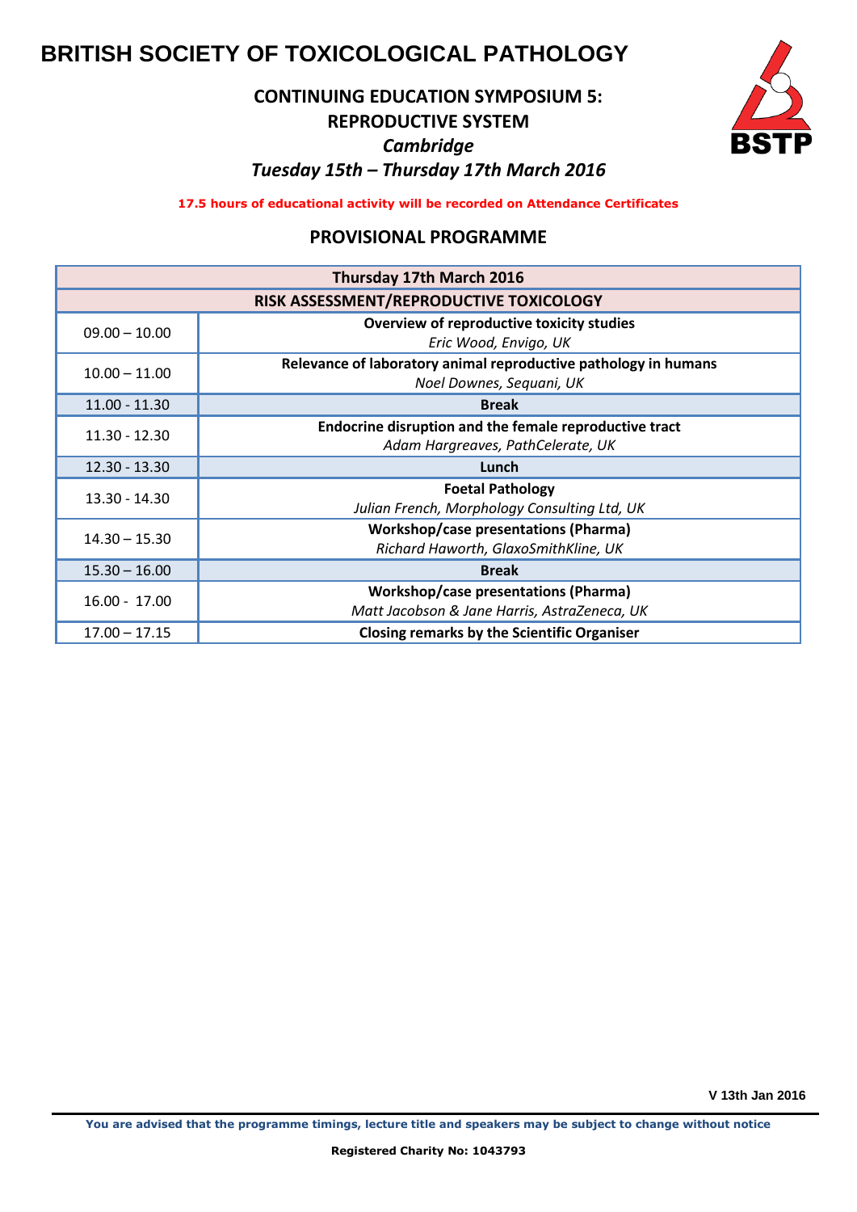# BRITISH SOCIETY OF TOXICOLOGICAL PATHOLOGY

## CONTINUING EDUCATION SYMPOSIUM 5: REPRODUCTIVE SYSTEM

***Cambridge***

***Tuesday 15th – Thursday 17th March 2016***

**17.5 hours of educational activity will be recorded on Attendance Certificates**

## PROVISIONAL PROGRAMME

| | |
|---|---|
| **Thursday 17th March 2016** | |
| **RISK ASSESSMENT/REPRODUCTIVE TOXICOLOGY** | |
| 09.00 – 10.00 | **Overview of reproductive toxicity studies**<br>*Eric Wood, Envigo, UK* |
| 10.00 – 11.00 | **Relevance of laboratory animal reproductive pathology in humans**<br>*Noel Downes, Sequani, UK* |
| 11.00 - 11.30 | **Break** |
| 11.30 - 12.30 | **Endocrine disruption and the female reproductive tract**<br>*Adam Hargreaves, PathCelerate, UK* |
| 12.30 - 13.30 | **Lunch** |
| 13.30 - 14.30 | **Foetal Pathology**<br>*Julian French, Morphology Consulting Ltd, UK* |
| 14.30 – 15.30 | **Workshop/case presentations (Pharma)**<br>*Richard Haworth, GlaxoSmithKline, UK* |
| 15.30 – 16.00 | **Break** |
| 16.00 - 17.00 | **Workshop/case presentations (Pharma)**<br>*Matt Jacobson & Jane Harris, AstraZeneca, UK* |
| 17.00 – 17.15 | **Closing remarks by the Scientific Organiser** |

V 13th Jan 2016

**You are advised that the programme timings, lecture title and speakers may be subject to change without notice**

**Registered Charity No: 1043793**